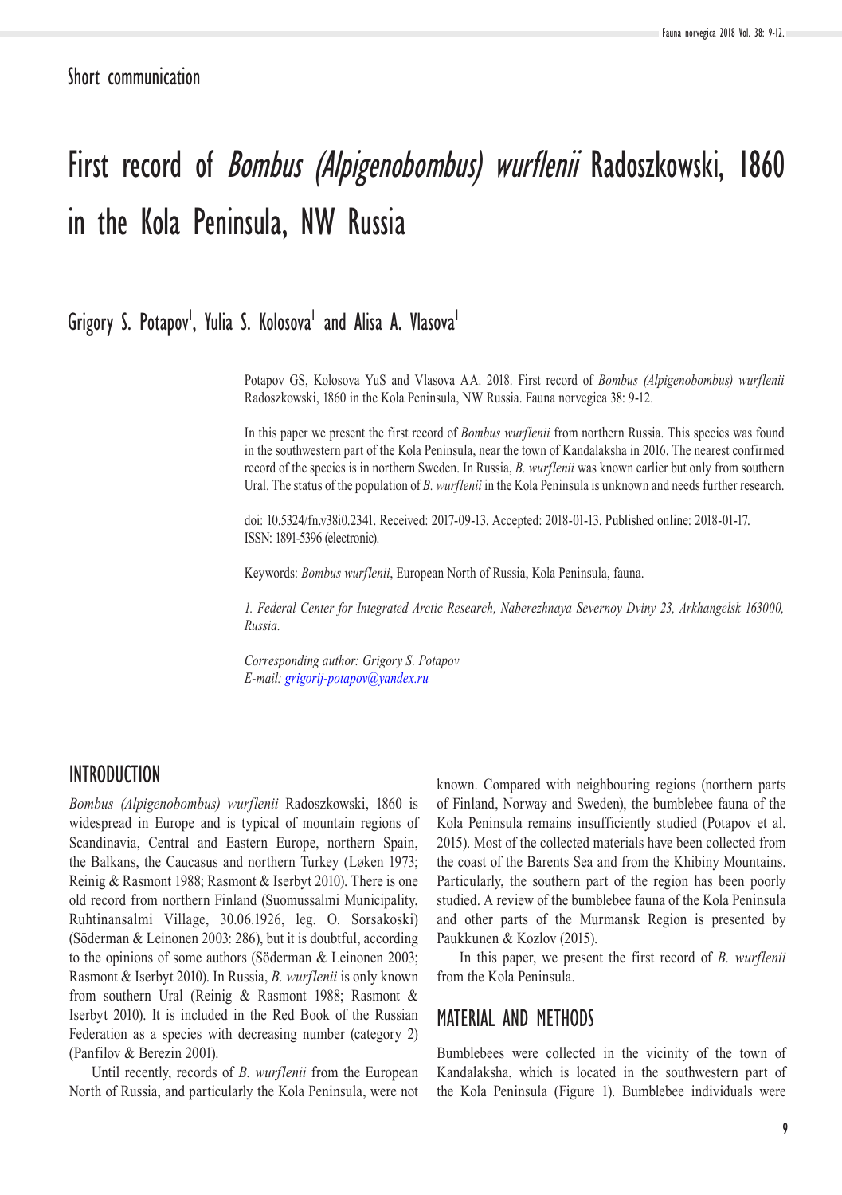Short communication

# First record of *Bombus (Alpigenobombus) wurflenii* Radoszkowski, 1860 in the Kola Peninsula, NW Russia

Grigory S. Potapov[1], Yulia S. Kolosova[1] and Alisa A. Vlasova[1]

Potapov GS, Kolosova YuS and Vlasova AA. 2018. First record of *Bombus (Alpigenobombus) wurflenii* Radoszkowski, 1860 in the Kola Peninsula, NW Russia. Fauna norvegica 38: 9-12.

In this paper we present the first record of *Bombus wurflenii* from northern Russia. This species was found in the southwestern part of the Kola Peninsula, near the town of Kandalaksha in 2016. The nearest confirmed record of the species is in northern Sweden. In Russia, *B. wurflenii* was known earlier but only from southern Ural. The status of the population of *B. wurflenii* in the Kola Peninsula is unknown and needs further research.

doi: 10.5324/fn.v38i0.2341. Received: 2017-09-13. Accepted: 2018-01-13. Published online: 2018-01-17. ISSN: 1891-5396 (electronic).

Keywords: *Bombus wurflenii*, European North of Russia, Kola Peninsula, fauna.

*1. Federal Center for Integrated Arctic Research, Naberezhnaya Severnoy Dviny 23, Arkhangelsk 163000, Russia.*

*Corresponding author: Grigory S. Potapov*
*E-mail: grigorij-potapov@yandex.ru*

## INTRODUCTION

*Bombus (Alpigenobombus) wurflenii* Radoszkowski, 1860 is widespread in Europe and is typical of mountain regions of Scandinavia, Central and Eastern Europe, northern Spain, the Balkans, the Caucasus and northern Turkey (Løken 1973; Reinig & Rasmont 1988; Rasmont & Iserbyt 2010). There is one old record from northern Finland (Suomussalmi Municipality, Ruhtinansalmi Village, 30.06.1926, leg. O. Sorsakoski) (Söderman & Leinonen 2003: 286), but it is doubtful, according to the opinions of some authors (Söderman & Leinonen 2003; Rasmont & Iserbyt 2010). In Russia, *B. wurflenii* is only known from southern Ural (Reinig & Rasmont 1988; Rasmont & Iserbyt 2010). It is included in the Red Book of the Russian Federation as a species with decreasing number (category 2) (Panfilov & Berezin 2001).

Until recently, records of *B. wurflenii* from the European North of Russia, and particularly the Kola Peninsula, were not known. Compared with neighbouring regions (northern parts of Finland, Norway and Sweden), the bumblebee fauna of the Kola Peninsula remains insufficiently studied (Potapov et al. 2015). Most of the collected materials have been collected from the coast of the Barents Sea and from the Khibiny Mountains. Particularly, the southern part of the region has been poorly studied. A review of the bumblebee fauna of the Kola Peninsula and other parts of the Murmansk Region is presented by Paukkunen & Kozlov (2015).

In this paper, we present the first record of *B. wurflenii* from the Kola Peninsula.

## MATERIAL AND METHODS

Bumblebees were collected in the vicinity of the town of Kandalaksha, which is located in the southwestern part of the Kola Peninsula (Figure 1). Bumblebee individuals were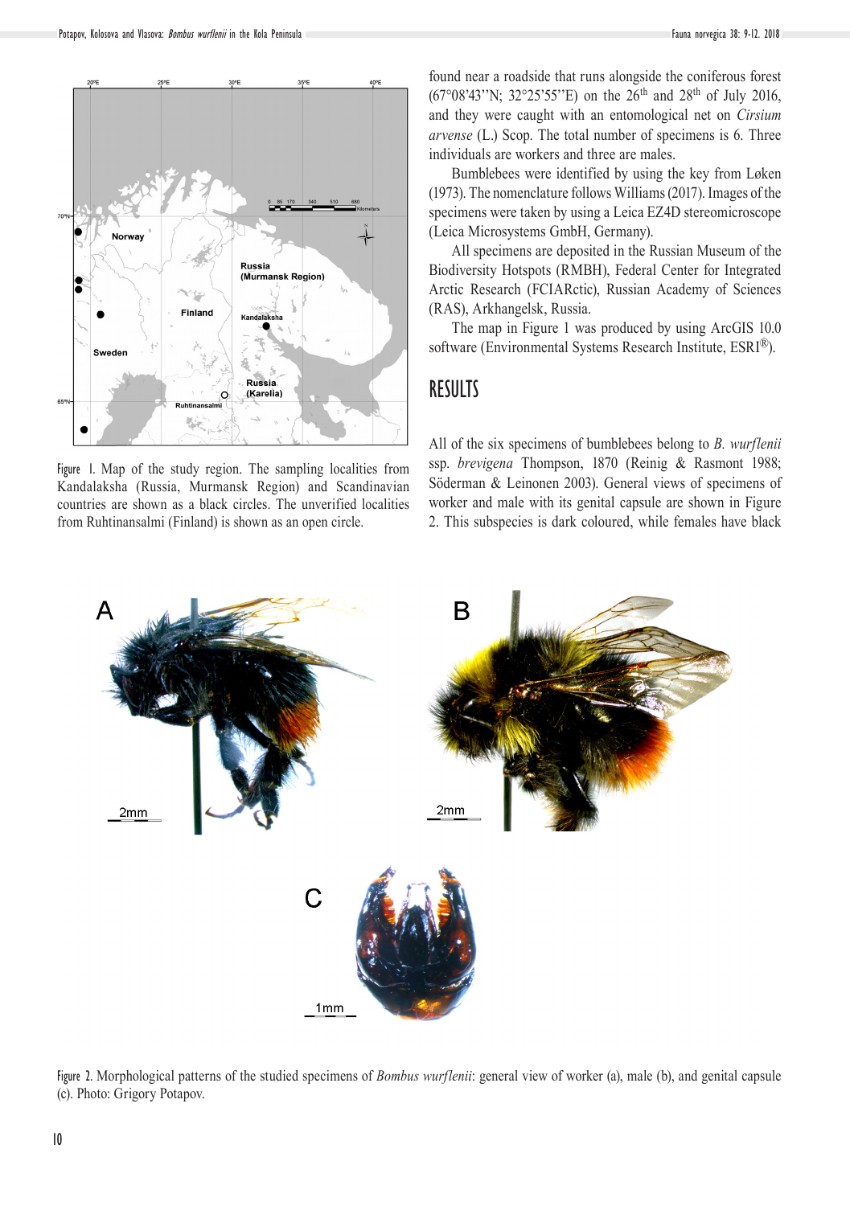Figure 1. Map of the study region. The sampling localities from Kandalaksha (Russia, Murmansk Region) and Scandinavian countries are shown as a black circles. The unverified localities from Ruhtinansalmi (Finland) is shown as an open circle.

found near a roadside that runs alongside the coniferous forest (67°08'43''N; 32°25'55''E) on the 26th and 28th of July 2016, and they were caught with an entomological net on *Cirsium arvense* (L.) Scop. The total number of specimens is 6. Three individuals are workers and three are males.

Bumblebees were identified by using the key from Løken (1973). The nomenclature follows Williams (2017). Images of the specimens were taken by using a Leica EZ4D stereomicroscope (Leica Microsystems GmbH, Germany).

All specimens are deposited in the Russian Museum of the Biodiversity Hotspots (RMBH), Federal Center for Integrated Arctic Research (FCIARctic), Russian Academy of Sciences (RAS), Arkhangelsk, Russia.

The map in Figure 1 was produced by using ArcGIS 10.0 software (Environmental Systems Research Institute, ESRI®).

# RESULTS

All of the six specimens of bumblebees belong to *B. wurflenii* ssp. *brevigena* Thompson, 1870 (Reinig & Rasmont 1988; Söderman & Leinonen 2003). General views of specimens of worker and male with its genital capsule are shown in Figure 2. This subspecies is dark coloured, while females have black

Figure 2. Morphological patterns of the studied specimens of *Bombus wurflenii*: general view of worker (a), male (b), and genital capsule (c). Photo: Grigory Potapov.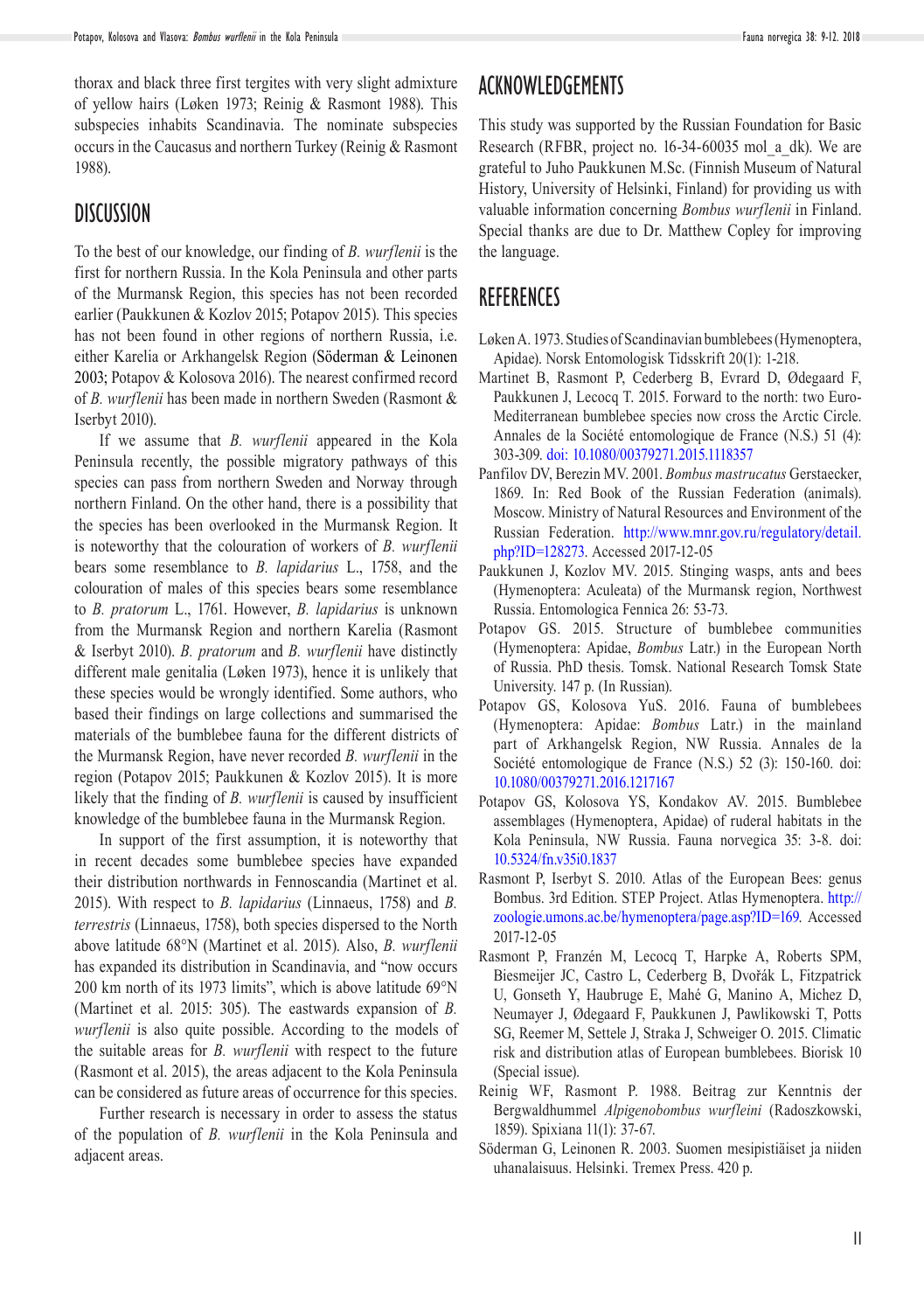thorax and black three first tergites with very slight admixture of yellow hairs (Løken 1973; Reinig & Rasmont 1988). This subspecies inhabits Scandinavia. The nominate subspecies occurs in the Caucasus and northern Turkey (Reinig & Rasmont 1988).

## DISCUSSION

To the best of our knowledge, our finding of *B. wurflenii* is the first for northern Russia. In the Kola Peninsula and other parts of the Murmansk Region, this species has not been recorded earlier (Paukkunen & Kozlov 2015; Potapov 2015). This species has not been found in other regions of northern Russia, i.e. either Karelia or Arkhangelsk Region (Söderman & Leinonen 2003; Potapov & Kolosova 2016). The nearest confirmed record of *B. wurflenii* has been made in northern Sweden (Rasmont & Iserbyt 2010).

If we assume that *B. wurflenii* appeared in the Kola Peninsula recently, the possible migratory pathways of this species can pass from northern Sweden and Norway through northern Finland. On the other hand, there is a possibility that the species has been overlooked in the Murmansk Region. It is noteworthy that the colouration of workers of *B. wurflenii* bears some resemblance to *B. lapidarius* L., 1758, and the colouration of males of this species bears some resemblance to *B. pratorum* L., 1761. However, *B. lapidarius* is unknown from the Murmansk Region and northern Karelia (Rasmont & Iserbyt 2010). *B. pratorum* and *B. wurflenii* have distinctly different male genitalia (Løken 1973), hence it is unlikely that these species would be wrongly identified. Some authors, who based their findings on large collections and summarised the materials of the bumblebee fauna for the different districts of the Murmansk Region, have never recorded *B. wurflenii* in the region (Potapov 2015; Paukkunen & Kozlov 2015). It is more likely that the finding of *B. wurflenii* is caused by insufficient knowledge of the bumblebee fauna in the Murmansk Region.

In support of the first assumption, it is noteworthy that in recent decades some bumblebee species have expanded their distribution northwards in Fennoscandia (Martinet et al. 2015). With respect to *B. lapidarius* (Linnaeus, 1758) and *B. terrestris* (Linnaeus, 1758), both species dispersed to the North above latitude 68°N (Martinet et al. 2015). Also, *B. wurflenii* has expanded its distribution in Scandinavia, and "now occurs 200 km north of its 1973 limits", which is above latitude 69°N (Martinet et al. 2015: 305). The eastwards expansion of *B. wurflenii* is also quite possible. According to the models of the suitable areas for *B. wurflenii* with respect to the future (Rasmont et al. 2015), the areas adjacent to the Kola Peninsula can be considered as future areas of occurrence for this species.

Further research is necessary in order to assess the status of the population of *B. wurflenii* in the Kola Peninsula and adjacent areas.

## ACKNOWLEDGEMENTS

This study was supported by the Russian Foundation for Basic Research (RFBR, project no. 16-34-60035 mol_a_dk). We are grateful to Juho Paukkunen M.Sc. (Finnish Museum of Natural History, University of Helsinki, Finland) for providing us with valuable information concerning *Bombus wurflenii* in Finland. Special thanks are due to Dr. Matthew Copley for improving the language.

## REFERENCES

Løken A. 1973. Studies of Scandinavian bumblebees (Hymenoptera, Apidae). Norsk Entomologisk Tidsskrift 20(1): 1-218.

Martinet B, Rasmont P, Cederberg B, Evrard D, Ødegaard F, Paukkunen J, Lecocq T. 2015. Forward to the north: two Euro-Mediterranean bumblebee species now cross the Arctic Circle. Annales de la Société entomologique de France (N.S.) 51 (4): 303-309. doi: 10.1080/00379271.2015.1118357

Panfilov DV, Berezin MV. 2001. *Bombus mastrucatus* Gerstaecker, 1869. In: Red Book of the Russian Federation (animals). Moscow. Ministry of Natural Resources and Environment of the Russian Federation. http://www.mnr.gov.ru/regulatory/detail.php?ID=128273. Accessed 2017-12-05

Paukkunen J, Kozlov MV. 2015. Stinging wasps, ants and bees (Hymenoptera: Aculeata) of the Murmansk region, Northwest Russia. Entomologica Fennica 26: 53-73.

Potapov GS. 2015. Structure of bumblebee communities (Hymenoptera: Apidae, *Bombus* Latr.) in the European North of Russia. PhD thesis. Tomsk. National Research Tomsk State University. 147 p. (In Russian).

Potapov GS, Kolosova YuS. 2016. Fauna of bumblebees (Hymenoptera: Apidae: *Bombus* Latr.) in the mainland part of Arkhangelsk Region, NW Russia. Annales de la Société entomologique de France (N.S.) 52 (3): 150-160. doi: 10.1080/00379271.2016.1217167

Potapov GS, Kolosova YS, Kondakov AV. 2015. Bumblebee assemblages (Hymenoptera, Apidae) of ruderal habitats in the Kola Peninsula, NW Russia. Fauna norvegica 35: 3-8. doi: 10.5324/fn.v35i0.1837

Rasmont P, Iserbyt S. 2010. Atlas of the European Bees: genus Bombus. 3rd Edition. STEP Project. Atlas Hymenoptera. http://zoologie.umons.ac.be/hymenoptera/page.asp?ID=169. Accessed 2017-12-05

Rasmont P, Franzén M, Lecocq T, Harpke A, Roberts SPM, Biesmeijer JC, Castro L, Cederberg B, Dvořák L, Fitzpatrick U, Gonseth Y, Haubruge E, Mahé G, Manino A, Michez D, Neumayer J, Ødegaard F, Paukkunen J, Pawlikowski T, Potts SG, Reemer M, Settele J, Straka J, Schweiger O. 2015. Climatic risk and distribution atlas of European bumblebees. Biorisk 10 (Special issue).

Reinig WF, Rasmont P. 1988. Beitrag zur Kenntnis der Bergwaldhummel *Alpigenobombus wurfleini* (Radoszkowski, 1859). Spixiana 11(1): 37-67.

Söderman G, Leinonen R. 2003. Suomen mesipistiäiset ja niiden uhanalaisuus. Helsinki. Tremex Press. 420 p.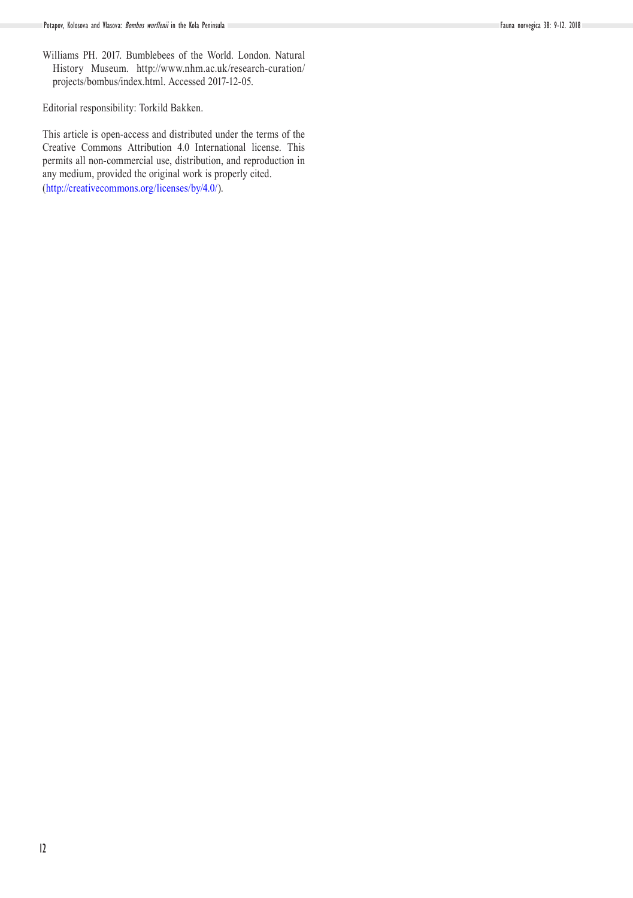Williams PH. 2017. Bumblebees of the World. London. Natural History Museum. http://www.nhm.ac.uk/research-curation/projects/bombus/index.html. Accessed 2017-12-05.

Editorial responsibility: Torkild Bakken.

This article is open-access and distributed under the terms of the Creative Commons Attribution 4.0 International license. This permits all non-commercial use, distribution, and reproduction in any medium, provided the original work is properly cited. (http://creativecommons.org/licenses/by/4.0/).